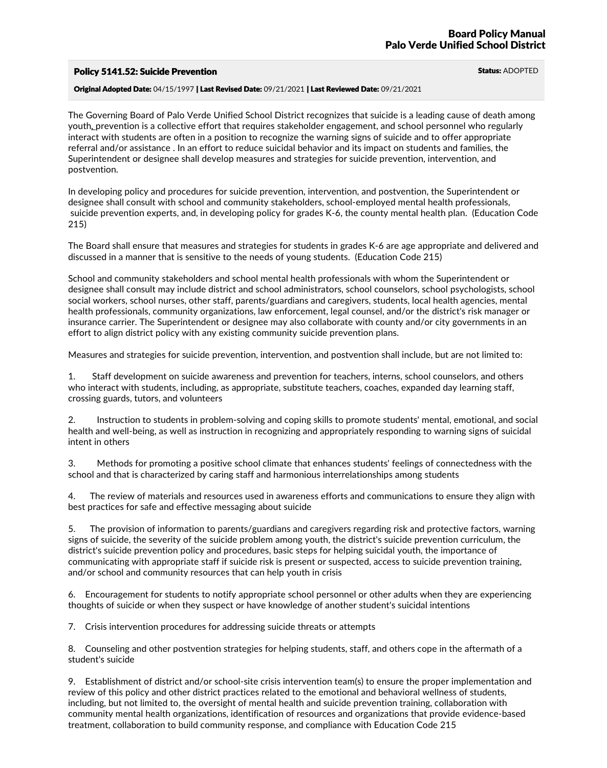**Board Policy Manual**
**Palo Verde Unified School District**

## Policy 5141.52: Suicide Prevention

**Status:** ADOPTED

**Original Adopted Date:** 04/15/1997 | **Last Revised Date:** 09/21/2021 | **Last Reviewed Date:** 09/21/2021

The Governing Board of Palo Verde Unified School District recognizes that suicide is a leading cause of death among youth, prevention is a collective effort that requires stakeholder engagement, and school personnel who regularly interact with students are often in a position to recognize the warning signs of suicide and to offer appropriate referral and/or assistance . In an effort to reduce suicidal behavior and its impact on students and families, the Superintendent or designee shall develop measures and strategies for suicide prevention, intervention, and postvention.

In developing policy and procedures for suicide prevention, intervention, and postvention, the Superintendent or designee shall consult with school and community stakeholders, school-employed mental health professionals, suicide prevention experts, and, in developing policy for grades K-6, the county mental health plan. (Education Code 215)

The Board shall ensure that measures and strategies for students in grades K-6 are age appropriate and delivered and discussed in a manner that is sensitive to the needs of young students. (Education Code 215)

School and community stakeholders and school mental health professionals with whom the Superintendent or designee shall consult may include district and school administrators, school counselors, school psychologists, school social workers, school nurses, other staff, parents/guardians and caregivers, students, local health agencies, mental health professionals, community organizations, law enforcement, legal counsel, and/or the district's risk manager or insurance carrier. The Superintendent or designee may also collaborate with county and/or city governments in an effort to align district policy with any existing community suicide prevention plans.

Measures and strategies for suicide prevention, intervention, and postvention shall include, but are not limited to:

1. Staff development on suicide awareness and prevention for teachers, interns, school counselors, and others who interact with students, including, as appropriate, substitute teachers, coaches, expanded day learning staff, crossing guards, tutors, and volunteers

2. Instruction to students in problem-solving and coping skills to promote students' mental, emotional, and social health and well-being, as well as instruction in recognizing and appropriately responding to warning signs of suicidal intent in others

3. Methods for promoting a positive school climate that enhances students' feelings of connectedness with the school and that is characterized by caring staff and harmonious interrelationships among students

4. The review of materials and resources used in awareness efforts and communications to ensure they align with best practices for safe and effective messaging about suicide

5. The provision of information to parents/guardians and caregivers regarding risk and protective factors, warning signs of suicide, the severity of the suicide problem among youth, the district's suicide prevention curriculum, the district's suicide prevention policy and procedures, basic steps for helping suicidal youth, the importance of communicating with appropriate staff if suicide risk is present or suspected, access to suicide prevention training, and/or school and community resources that can help youth in crisis

6. Encouragement for students to notify appropriate school personnel or other adults when they are experiencing thoughts of suicide or when they suspect or have knowledge of another student's suicidal intentions

7. Crisis intervention procedures for addressing suicide threats or attempts

8. Counseling and other postvention strategies for helping students, staff, and others cope in the aftermath of a student's suicide

9. Establishment of district and/or school-site crisis intervention team(s) to ensure the proper implementation and review of this policy and other district practices related to the emotional and behavioral wellness of students, including, but not limited to, the oversight of mental health and suicide prevention training, collaboration with community mental health organizations, identification of resources and organizations that provide evidence-based treatment, collaboration to build community response, and compliance with Education Code 215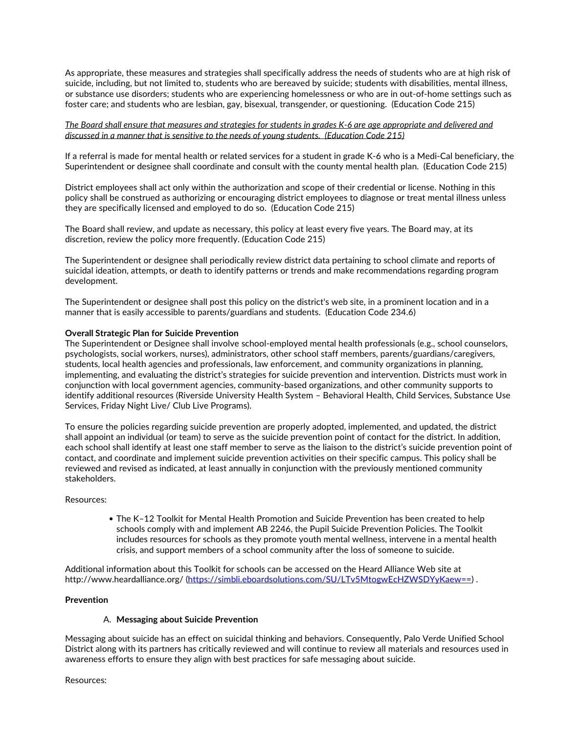As appropriate, these measures and strategies shall specifically address the needs of students who are at high risk of suicide, including, but not limited to, students who are bereaved by suicide; students with disabilities, mental illness, or substance use disorders; students who are experiencing homelessness or who are in out-of-home settings such as foster care; and students who are lesbian, gay, bisexual, transgender, or questioning.  (Education Code 215)

*The Board shall ensure that measures and strategies for students in grades K-6 are age appropriate and delivered and discussed in a manner that is sensitive to the needs of young students.  (Education Code 215)*

If a referral is made for mental health or related services for a student in grade K-6 who is a Medi-Cal beneficiary, the Superintendent or designee shall coordinate and consult with the county mental health plan.  (Education Code 215)

District employees shall act only within the authorization and scope of their credential or license. Nothing in this policy shall be construed as authorizing or encouraging district employees to diagnose or treat mental illness unless they are specifically licensed and employed to do so.  (Education Code 215)

The Board shall review, and update as necessary, this policy at least every five years. The Board may, at its discretion, review the policy more frequently. (Education Code 215)

The Superintendent or designee shall periodically review district data pertaining to school climate and reports of suicidal ideation, attempts, or death to identify patterns or trends and make recommendations regarding program development.

The Superintendent or designee shall post this policy on the district's web site, in a prominent location and in a manner that is easily accessible to parents/guardians and students.  (Education Code 234.6)

**Overall Strategic Plan for Suicide Prevention**

The Superintendent or Designee shall involve school-employed mental health professionals (e.g., school counselors, psychologists, social workers, nurses), administrators, other school staff members, parents/guardians/caregivers, students, local health agencies and professionals, law enforcement, and community organizations in planning, implementing, and evaluating the district's strategies for suicide prevention and intervention. Districts must work in conjunction with local government agencies, community-based organizations, and other community supports to identify additional resources (Riverside University Health System – Behavioral Health, Child Services, Substance Use Services, Friday Night Live/ Club Live Programs).

To ensure the policies regarding suicide prevention are properly adopted, implemented, and updated, the district shall appoint an individual (or team) to serve as the suicide prevention point of contact for the district. In addition, each school shall identify at least one staff member to serve as the liaison to the district's suicide prevention point of contact, and coordinate and implement suicide prevention activities on their specific campus. This policy shall be reviewed and revised as indicated, at least annually in conjunction with the previously mentioned community stakeholders.

Resources:

- The K–12 Toolkit for Mental Health Promotion and Suicide Prevention has been created to help schools comply with and implement AB 2246, the Pupil Suicide Prevention Policies. The Toolkit includes resources for schools as they promote youth mental wellness, intervene in a mental health crisis, and support members of a school community after the loss of someone to suicide.

Additional information about this Toolkit for schools can be accessed on the Heard Alliance Web site at http://www.heardalliance.org/ (https://simbli.eboardsolutions.com/SU/LTv5MtogwEcHZWSDYyKaew==) .

**Prevention**

A. **Messaging about Suicide Prevention**

Messaging about suicide has an effect on suicidal thinking and behaviors. Consequently, Palo Verde Unified School District along with its partners has critically reviewed and will continue to review all materials and resources used in awareness efforts to ensure they align with best practices for safe messaging about suicide.

Resources: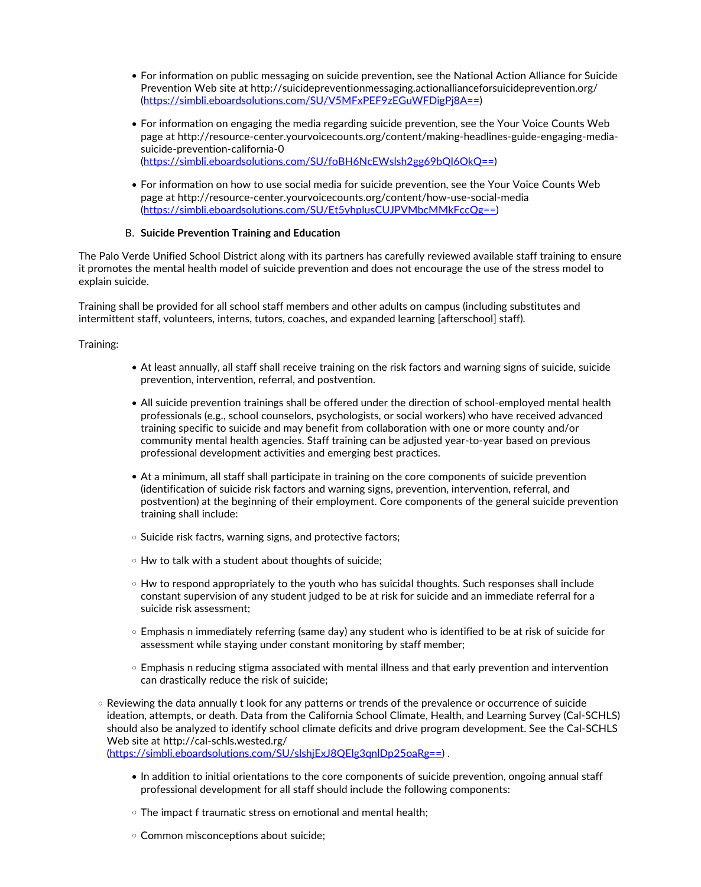- For information on public messaging on suicide prevention, see the National Action Alliance for Suicide Prevention Web site at http://suicidepreventionmessaging.actionallianceforsuicideprevention.org/ (https://simbli.eboardsolutions.com/SU/V5MFxPEF9zEGuWFDigPj8A==)

- For information on engaging the media regarding suicide prevention, see the Your Voice Counts Web page at http://resource-center.yourvoicecounts.org/content/making-headlines-guide-engaging-media-suicide-prevention-california-0 (https://simbli.eboardsolutions.com/SU/foBH6NcEWslsh2gg69bQl6OkQ==)

- For information on how to use social media for suicide prevention, see the Your Voice Counts Web page at http://resource-center.yourvoicecounts.org/content/how-use-social-media (https://simbli.eboardsolutions.com/SU/Et5yhplusCUJPVMbcMMkFccQg==)

B. **Suicide Prevention Training and Education**

The Palo Verde Unified School District along with its partners has carefully reviewed available staff training to ensure it promotes the mental health model of suicide prevention and does not encourage the use of the stress model to explain suicide.

Training shall be provided for all school staff members and other adults on campus (including substitutes and intermittent staff, volunteers, interns, tutors, coaches, and expanded learning [afterschool] staff).

Training:

- At least annually, all staff shall receive training on the risk factors and warning signs of suicide, suicide prevention, intervention, referral, and postvention.

- All suicide prevention trainings shall be offered under the direction of school-employed mental health professionals (e.g., school counselors, psychologists, or social workers) who have received advanced training specific to suicide and may benefit from collaboration with one or more county and/or community mental health agencies. Staff training can be adjusted year-to-year based on previous professional development activities and emerging best practices.

- At a minimum, all staff shall participate in training on the core components of suicide prevention (identification of suicide risk factors and warning signs, prevention, intervention, referral, and postvention) at the beginning of their employment. Core components of the general suicide prevention training shall include:

  - Suicide risk factrs, warning signs, and protective factors;

  - Hw to talk with a student about thoughts of suicide;

  - Hw to respond appropriately to the youth who has suicidal thoughts. Such responses shall include constant supervision of any student judged to be at risk for suicide and an immediate referral for a suicide risk assessment;

  - Emphasis n immediately referring (same day) any student who is identified to be at risk of suicide for assessment while staying under constant monitoring by staff member;

  - Emphasis n reducing stigma associated with mental illness and that early prevention and intervention can drastically reduce the risk of suicide;

- Reviewing the data annually t look for any patterns or trends of the prevalence or occurrence of suicide ideation, attempts, or death. Data from the California School Climate, Health, and Learning Survey (Cal-SCHLS) should also be analyzed to identify school climate deficits and drive program development. See the Cal-SCHLS Web site at http://cal-schls.wested.rg/ (https://simbli.eboardsolutions.com/SU/slshjExJ8QElg3qnlDp25oaRg==) .

- In addition to initial orientations to the core components of suicide prevention, ongoing annual staff professional development for all staff should include the following components:

  - The impact f traumatic stress on emotional and mental health;

  - Common misconceptions about suicide;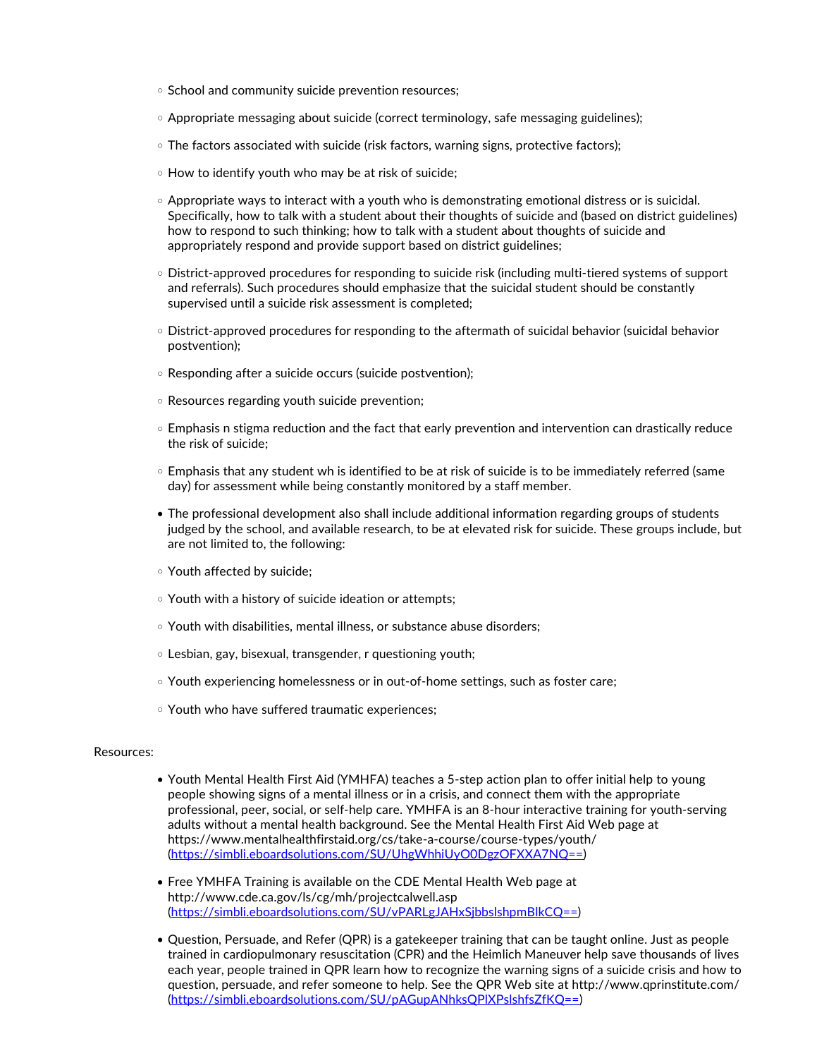- School and community suicide prevention resources;
- Appropriate messaging about suicide (correct terminology, safe messaging guidelines);
- The factors associated with suicide (risk factors, warning signs, protective factors);
- How to identify youth who may be at risk of suicide;
- Appropriate ways to interact with a youth who is demonstrating emotional distress or is suicidal. Specifically, how to talk with a student about their thoughts of suicide and (based on district guidelines) how to respond to such thinking; how to talk with a student about thoughts of suicide and appropriately respond and provide support based on district guidelines;
- District-approved procedures for responding to suicide risk (including multi-tiered systems of support and referrals). Such procedures should emphasize that the suicidal student should be constantly supervised until a suicide risk assessment is completed;
- District-approved procedures for responding to the aftermath of suicidal behavior (suicidal behavior postvention);
- Responding after a suicide occurs (suicide postvention);
- Resources regarding youth suicide prevention;
- Emphasis n stigma reduction and the fact that early prevention and intervention can drastically reduce the risk of suicide;
- Emphasis that any student wh is identified to be at risk of suicide is to be immediately referred (same day) for assessment while being constantly monitored by a staff member.

- The professional development also shall include additional information regarding groups of students judged by the school, and available research, to be at elevated risk for suicide. These groups include, but are not limited to, the following:

- Youth affected by suicide;
- Youth with a history of suicide ideation or attempts;
- Youth with disabilities, mental illness, or substance abuse disorders;
- Lesbian, gay, bisexual, transgender, r questioning youth;
- Youth experiencing homelessness or in out-of-home settings, such as foster care;
- Youth who have suffered traumatic experiences;

Resources:

- Youth Mental Health First Aid (YMHFA) teaches a 5-step action plan to offer initial help to young people showing signs of a mental illness or in a crisis, and connect them with the appropriate professional, peer, social, or self-help care. YMHFA is an 8-hour interactive training for youth-serving adults without a mental health background. See the Mental Health First Aid Web page at https://www.mentalhealthfirstaid.org/cs/take-a-course/course-types/youth/ (https://simbli.eboardsolutions.com/SU/UhgWhhiUyO0DgzOFXXA7NQ==)
- Free YMHFA Training is available on the CDE Mental Health Web page at http://www.cde.ca.gov/ls/cg/mh/projectcalwell.asp (https://simbli.eboardsolutions.com/SU/vPARLgJAHxSjbbslshpmBlkCQ==)
- Question, Persuade, and Refer (QPR) is a gatekeeper training that can be taught online. Just as people trained in cardiopulmonary resuscitation (CPR) and the Heimlich Maneuver help save thousands of lives each year, people trained in QPR learn how to recognize the warning signs of a suicide crisis and how to question, persuade, and refer someone to help. See the QPR Web site at http://www.qprinstitute.com/ (https://simbli.eboardsolutions.com/SU/pAGupANhksQPlXPslshfsZfKQ==)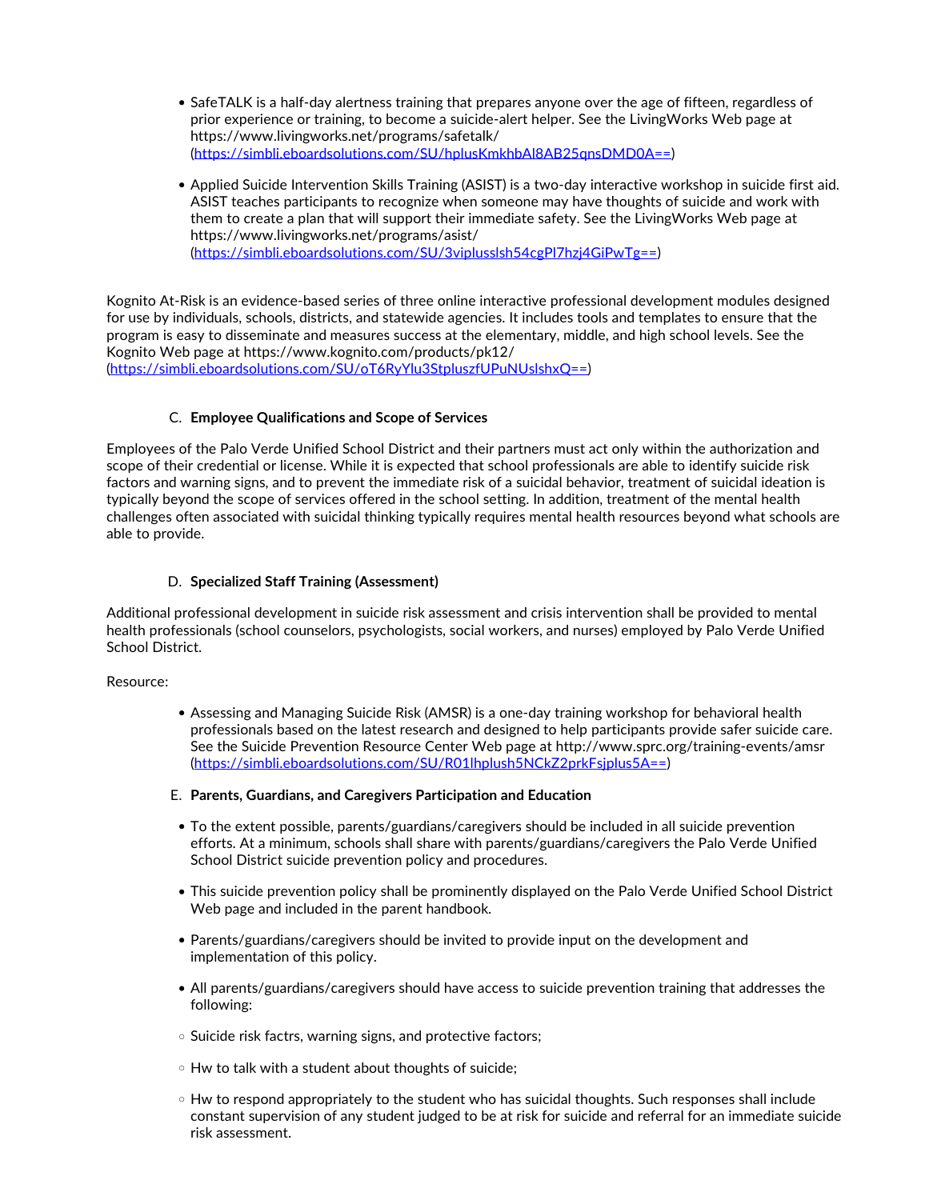- SafeTALK is a half-day alertness training that prepares anyone over the age of fifteen, regardless of prior experience or training, to become a suicide-alert helper. See the LivingWorks Web page at https://www.livingworks.net/programs/safetalk/ ([https://simbli.eboardsolutions.com/SU/hplusKmkhbAl8AB25qnsDMD0A==](https://simbli.eboardsolutions.com/SU/hplusKmkhbAl8AB25qnsDMD0A==))

- Applied Suicide Intervention Skills Training (ASIST) is a two-day interactive workshop in suicide first aid. ASIST teaches participants to recognize when someone may have thoughts of suicide and work with them to create a plan that will support their immediate safety. See the LivingWorks Web page at https://www.livingworks.net/programs/asist/ ([https://simbli.eboardsolutions.com/SU/3viplusslsh54cgPl7hzj4GiPwTg==](https://simbli.eboardsolutions.com/SU/3viplusslsh54cgPl7hzj4GiPwTg==))

Kognito At-Risk is an evidence-based series of three online interactive professional development modules designed for use by individuals, schools, districts, and statewide agencies. It includes tools and templates to ensure that the program is easy to disseminate and measures success at the elementary, middle, and high school levels. See the Kognito Web page at https://www.kognito.com/products/pk12/ ([https://simbli.eboardsolutions.com/SU/oT6RyYlu3StpluszfUPuNUslshxQ==](https://simbli.eboardsolutions.com/SU/oT6RyYlu3StpluszfUPuNUslshxQ==))

C. **Employee Qualifications and Scope of Services**

Employees of the Palo Verde Unified School District and their partners must act only within the authorization and scope of their credential or license. While it is expected that school professionals are able to identify suicide risk factors and warning signs, and to prevent the immediate risk of a suicidal behavior, treatment of suicidal ideation is typically beyond the scope of services offered in the school setting. In addition, treatment of the mental health challenges often associated with suicidal thinking typically requires mental health resources beyond what schools are able to provide.

D. **Specialized Staff Training (Assessment)**

Additional professional development in suicide risk assessment and crisis intervention shall be provided to mental health professionals (school counselors, psychologists, social workers, and nurses) employed by Palo Verde Unified School District.

Resource:

- Assessing and Managing Suicide Risk (AMSR) is a one-day training workshop for behavioral health professionals based on the latest research and designed to help participants provide safer suicide care. See the Suicide Prevention Resource Center Web page at http://www.sprc.org/training-events/amsr ([https://simbli.eboardsolutions.com/SU/R01lhplush5NCkZ2prkFsjplus5A==](https://simbli.eboardsolutions.com/SU/R01lhplush5NCkZ2prkFsjplus5A==))

E. **Parents, Guardians, and Caregivers Participation and Education**

- To the extent possible, parents/guardians/caregivers should be included in all suicide prevention efforts. At a minimum, schools shall share with parents/guardians/caregivers the Palo Verde Unified School District suicide prevention policy and procedures.

- This suicide prevention policy shall be prominently displayed on the Palo Verde Unified School District Web page and included in the parent handbook.

- Parents/guardians/caregivers should be invited to provide input on the development and implementation of this policy.

- All parents/guardians/caregivers should have access to suicide prevention training that addresses the following:

  - Suicide risk factrs, warning signs, and protective factors;

  - Hw to talk with a student about thoughts of suicide;

  - Hw to respond appropriately to the student who has suicidal thoughts. Such responses shall include constant supervision of any student judged to be at risk for suicide and referral for an immediate suicide risk assessment.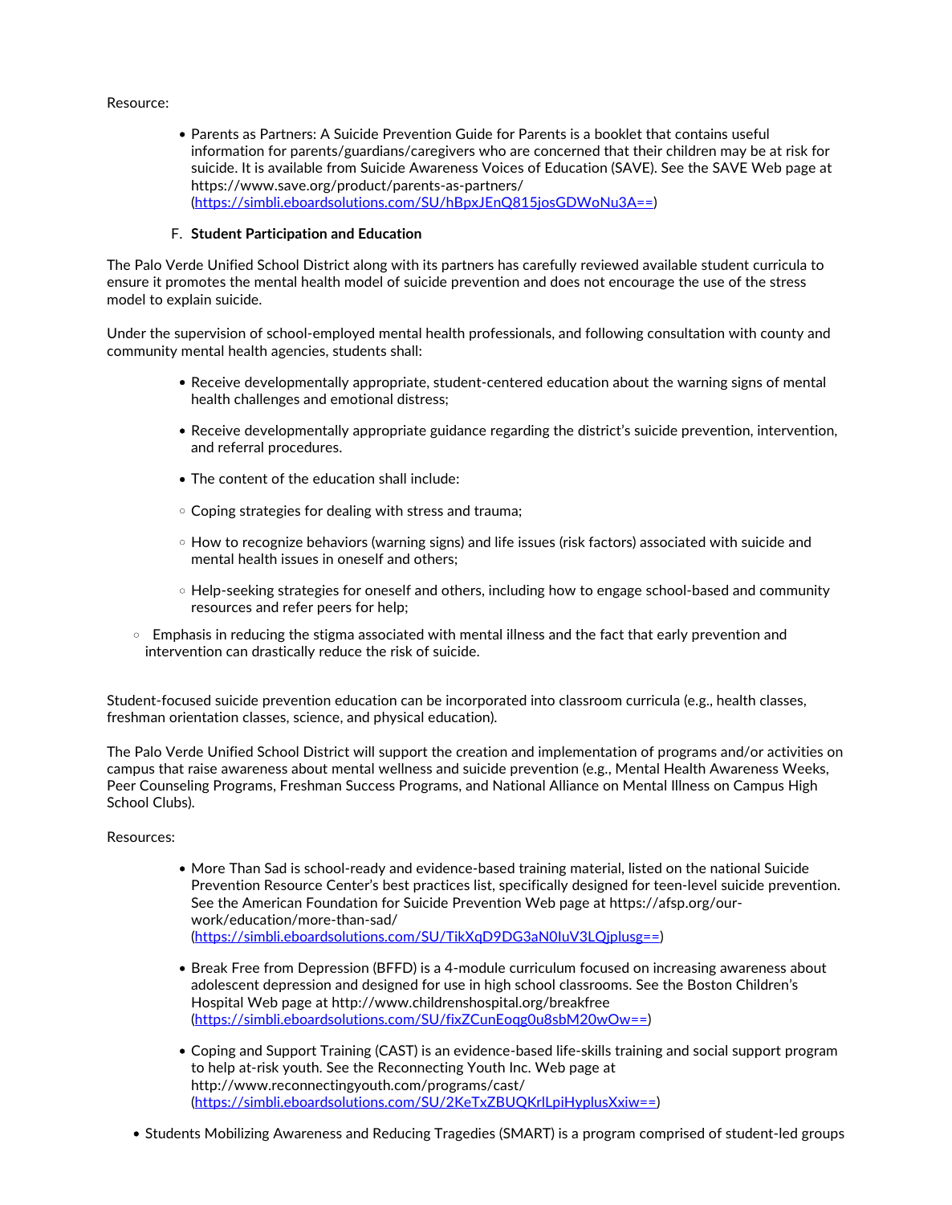Resource:

- Parents as Partners: A Suicide Prevention Guide for Parents is a booklet that contains useful information for parents/guardians/caregivers who are concerned that their children may be at risk for suicide. It is available from Suicide Awareness Voices of Education (SAVE). See the SAVE Web page at https://www.save.org/product/parents-as-partners/ (https://simbli.eboardsolutions.com/SU/hBpxJEnQ815josGDWoNu3A==)

F. **Student Participation and Education**

The Palo Verde Unified School District along with its partners has carefully reviewed available student curricula to ensure it promotes the mental health model of suicide prevention and does not encourage the use of the stress model to explain suicide.

Under the supervision of school-employed mental health professionals, and following consultation with county and community mental health agencies, students shall:

- Receive developmentally appropriate, student-centered education about the warning signs of mental health challenges and emotional distress;
- Receive developmentally appropriate guidance regarding the district's suicide prevention, intervention, and referral procedures.
- The content of the education shall include:
  - Coping strategies for dealing with stress and trauma;
  - How to recognize behaviors (warning signs) and life issues (risk factors) associated with suicide and mental health issues in oneself and others;
  - Help-seeking strategies for oneself and others, including how to engage school-based and community resources and refer peers for help;
  - Emphasis in reducing the stigma associated with mental illness and the fact that early prevention and intervention can drastically reduce the risk of suicide.

Student-focused suicide prevention education can be incorporated into classroom curricula (e.g., health classes, freshman orientation classes, science, and physical education).

The Palo Verde Unified School District will support the creation and implementation of programs and/or activities on campus that raise awareness about mental wellness and suicide prevention (e.g., Mental Health Awareness Weeks, Peer Counseling Programs, Freshman Success Programs, and National Alliance on Mental Illness on Campus High School Clubs).

Resources:

- More Than Sad is school-ready and evidence-based training material, listed on the national Suicide Prevention Resource Center's best practices list, specifically designed for teen-level suicide prevention. See the American Foundation for Suicide Prevention Web page at https://afsp.org/our-work/education/more-than-sad/ (https://simbli.eboardsolutions.com/SU/TikXqD9DG3aN0luV3LQjplusg==)
- Break Free from Depression (BFFD) is a 4-module curriculum focused on increasing awareness about adolescent depression and designed for use in high school classrooms. See the Boston Children's Hospital Web page at http://www.childrenshospital.org/breakfree (https://simbli.eboardsolutions.com/SU/fixZCunEoqg0u8sbM20wOw==)
- Coping and Support Training (CAST) is an evidence-based life-skills training and social support program to help at-risk youth. See the Reconnecting Youth Inc. Web page at http://www.reconnectingyouth.com/programs/cast/ (https://simbli.eboardsolutions.com/SU/2KeTxZBUQKrlLpiHyplusXxiw==)
- Students Mobilizing Awareness and Reducing Tragedies (SMART) is a program comprised of student-led groups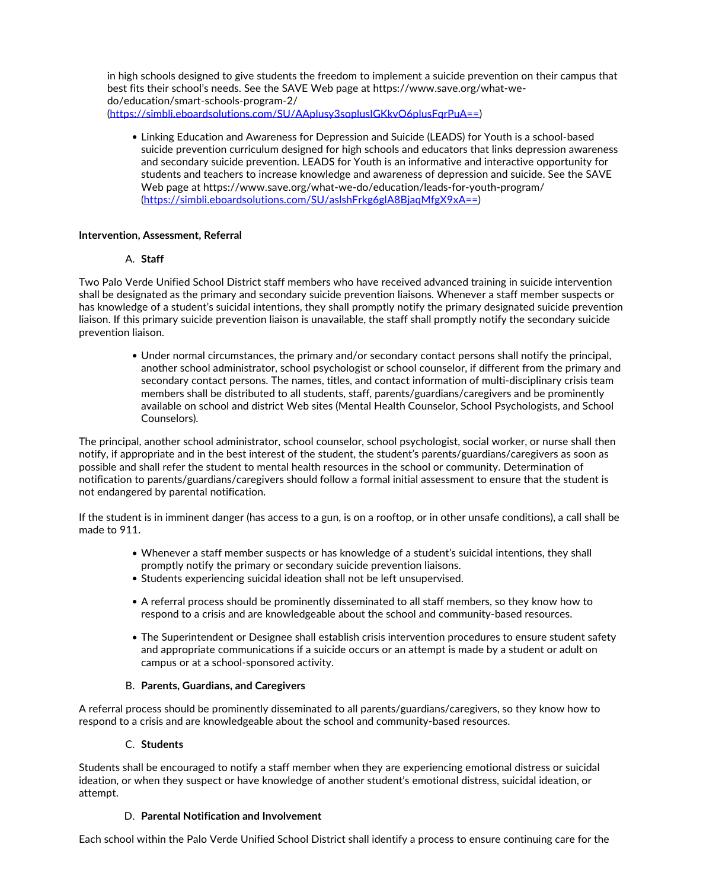in high schools designed to give students the freedom to implement a suicide prevention on their campus that best fits their school's needs. See the SAVE Web page at https://www.save.org/what-we-do/education/smart-schools-program-2/ (https://simbli.eboardsolutions.com/SU/AAplusy3soplusIGKkvO6plusFqrPuA==)

- Linking Education and Awareness for Depression and Suicide (LEADS) for Youth is a school-based suicide prevention curriculum designed for high schools and educators that links depression awareness and secondary suicide prevention. LEADS for Youth is an informative and interactive opportunity for students and teachers to increase knowledge and awareness of depression and suicide. See the SAVE Web page at https://www.save.org/what-we-do/education/leads-for-youth-program/ (https://simbli.eboardsolutions.com/SU/aslshFrkg6glA8BjaqMfgX9xA==)

**Intervention, Assessment, Referral**

A. **Staff**

Two Palo Verde Unified School District staff members who have received advanced training in suicide intervention shall be designated as the primary and secondary suicide prevention liaisons. Whenever a staff member suspects or has knowledge of a student's suicidal intentions, they shall promptly notify the primary designated suicide prevention liaison. If this primary suicide prevention liaison is unavailable, the staff shall promptly notify the secondary suicide prevention liaison.

- Under normal circumstances, the primary and/or secondary contact persons shall notify the principal, another school administrator, school psychologist or school counselor, if different from the primary and secondary contact persons. The names, titles, and contact information of multi-disciplinary crisis team members shall be distributed to all students, staff, parents/guardians/caregivers and be prominently available on school and district Web sites (Mental Health Counselor, School Psychologists, and School Counselors).

The principal, another school administrator, school counselor, school psychologist, social worker, or nurse shall then notify, if appropriate and in the best interest of the student, the student's parents/guardians/caregivers as soon as possible and shall refer the student to mental health resources in the school or community. Determination of notification to parents/guardians/caregivers should follow a formal initial assessment to ensure that the student is not endangered by parental notification.

If the student is in imminent danger (has access to a gun, is on a rooftop, or in other unsafe conditions), a call shall be made to 911.

- Whenever a staff member suspects or has knowledge of a student's suicidal intentions, they shall promptly notify the primary or secondary suicide prevention liaisons.
- Students experiencing suicidal ideation shall not be left unsupervised.
- A referral process should be prominently disseminated to all staff members, so they know how to respond to a crisis and are knowledgeable about the school and community-based resources.
- The Superintendent or Designee shall establish crisis intervention procedures to ensure student safety and appropriate communications if a suicide occurs or an attempt is made by a student or adult on campus or at a school-sponsored activity.

B. **Parents, Guardians, and Caregivers**

A referral process should be prominently disseminated to all parents/guardians/caregivers, so they know how to respond to a crisis and are knowledgeable about the school and community-based resources.

C. **Students**

Students shall be encouraged to notify a staff member when they are experiencing emotional distress or suicidal ideation, or when they suspect or have knowledge of another student's emotional distress, suicidal ideation, or attempt.

D. **Parental Notification and Involvement**

Each school within the Palo Verde Unified School District shall identify a process to ensure continuing care for the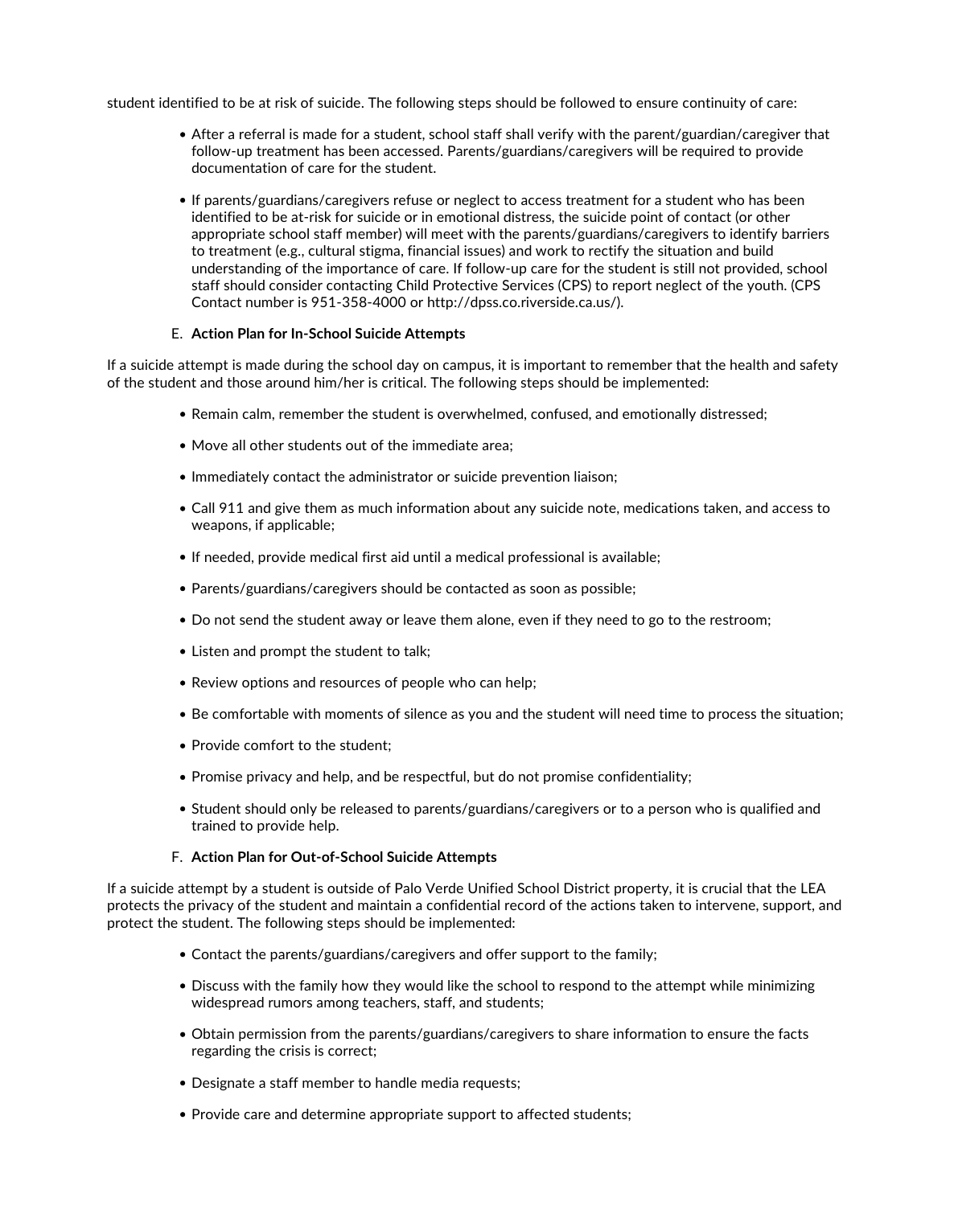student identified to be at risk of suicide. The following steps should be followed to ensure continuity of care:

- After a referral is made for a student, school staff shall verify with the parent/guardian/caregiver that follow-up treatment has been accessed. Parents/guardians/caregivers will be required to provide documentation of care for the student.
- If parents/guardians/caregivers refuse or neglect to access treatment for a student who has been identified to be at-risk for suicide or in emotional distress, the suicide point of contact (or other appropriate school staff member) will meet with the parents/guardians/caregivers to identify barriers to treatment (e.g., cultural stigma, financial issues) and work to rectify the situation and build understanding of the importance of care. If follow-up care for the student is still not provided, school staff should consider contacting Child Protective Services (CPS) to report neglect of the youth. (CPS Contact number is 951-358-4000 or http://dpss.co.riverside.ca.us/).

E. **Action Plan for In-School Suicide Attempts**

If a suicide attempt is made during the school day on campus, it is important to remember that the health and safety of the student and those around him/her is critical. The following steps should be implemented:

- Remain calm, remember the student is overwhelmed, confused, and emotionally distressed;
- Move all other students out of the immediate area;
- Immediately contact the administrator or suicide prevention liaison;
- Call 911 and give them as much information about any suicide note, medications taken, and access to weapons, if applicable;
- If needed, provide medical first aid until a medical professional is available;
- Parents/guardians/caregivers should be contacted as soon as possible;
- Do not send the student away or leave them alone, even if they need to go to the restroom;
- Listen and prompt the student to talk;
- Review options and resources of people who can help;
- Be comfortable with moments of silence as you and the student will need time to process the situation;
- Provide comfort to the student;
- Promise privacy and help, and be respectful, but do not promise confidentiality;
- Student should only be released to parents/guardians/caregivers or to a person who is qualified and trained to provide help.

F. **Action Plan for Out-of-School Suicide Attempts**

If a suicide attempt by a student is outside of Palo Verde Unified School District property, it is crucial that the LEA protects the privacy of the student and maintain a confidential record of the actions taken to intervene, support, and protect the student. The following steps should be implemented:

- Contact the parents/guardians/caregivers and offer support to the family;
- Discuss with the family how they would like the school to respond to the attempt while minimizing widespread rumors among teachers, staff, and students;
- Obtain permission from the parents/guardians/caregivers to share information to ensure the facts regarding the crisis is correct;
- Designate a staff member to handle media requests;
- Provide care and determine appropriate support to affected students;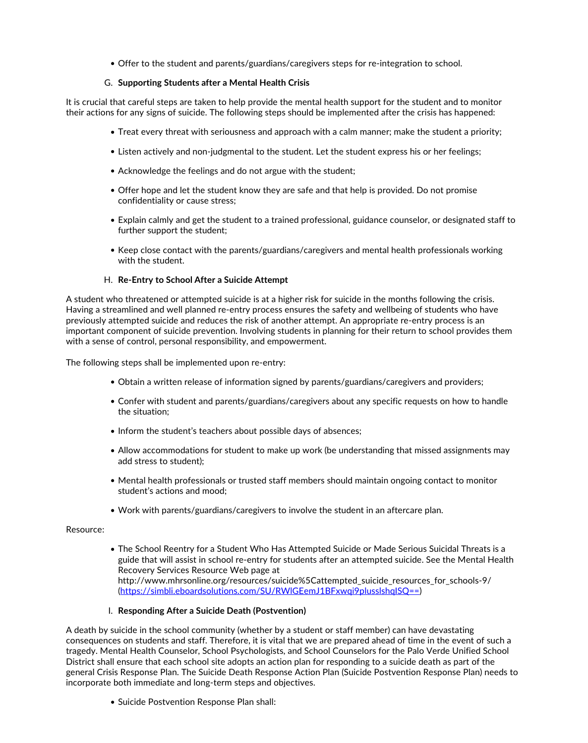- Offer to the student and parents/guardians/caregivers steps for re-integration to school.

G. **Supporting Students after a Mental Health Crisis**

It is crucial that careful steps are taken to help provide the mental health support for the student and to monitor their actions for any signs of suicide. The following steps should be implemented after the crisis has happened:

- Treat every threat with seriousness and approach with a calm manner; make the student a priority;
- Listen actively and non-judgmental to the student. Let the student express his or her feelings;
- Acknowledge the feelings and do not argue with the student;
- Offer hope and let the student know they are safe and that help is provided. Do not promise confidentiality or cause stress;
- Explain calmly and get the student to a trained professional, guidance counselor, or designated staff to further support the student;
- Keep close contact with the parents/guardians/caregivers and mental health professionals working with the student.

H. **Re-Entry to School After a Suicide Attempt**

A student who threatened or attempted suicide is at a higher risk for suicide in the months following the crisis. Having a streamlined and well planned re-entry process ensures the safety and wellbeing of students who have previously attempted suicide and reduces the risk of another attempt. An appropriate re-entry process is an important component of suicide prevention. Involving students in planning for their return to school provides them with a sense of control, personal responsibility, and empowerment.

The following steps shall be implemented upon re-entry:

- Obtain a written release of information signed by parents/guardians/caregivers and providers;
- Confer with student and parents/guardians/caregivers about any specific requests on how to handle the situation;
- Inform the student's teachers about possible days of absences;
- Allow accommodations for student to make up work (be understanding that missed assignments may add stress to student);
- Mental health professionals or trusted staff members should maintain ongoing contact to monitor student's actions and mood;
- Work with parents/guardians/caregivers to involve the student in an aftercare plan.

Resource:

- The School Reentry for a Student Who Has Attempted Suicide or Made Serious Suicidal Threats is a guide that will assist in school re-entry for students after an attempted suicide. See the Mental Health Recovery Services Resource Web page at http://www.mhrsonline.org/resources/suicide%5Cattempted_suicide_resources_for_schools-9/ (https://simbli.eboardsolutions.com/SU/RWlGEemJ1BFxwqi9plusslshqlSQ==)

I. **Responding After a Suicide Death (Postvention)**

A death by suicide in the school community (whether by a student or staff member) can have devastating consequences on students and staff. Therefore, it is vital that we are prepared ahead of time in the event of such a tragedy. Mental Health Counselor, School Psychologists, and School Counselors for the Palo Verde Unified School District shall ensure that each school site adopts an action plan for responding to a suicide death as part of the general Crisis Response Plan. The Suicide Death Response Action Plan (Suicide Postvention Response Plan) needs to incorporate both immediate and long-term steps and objectives.

- Suicide Postvention Response Plan shall: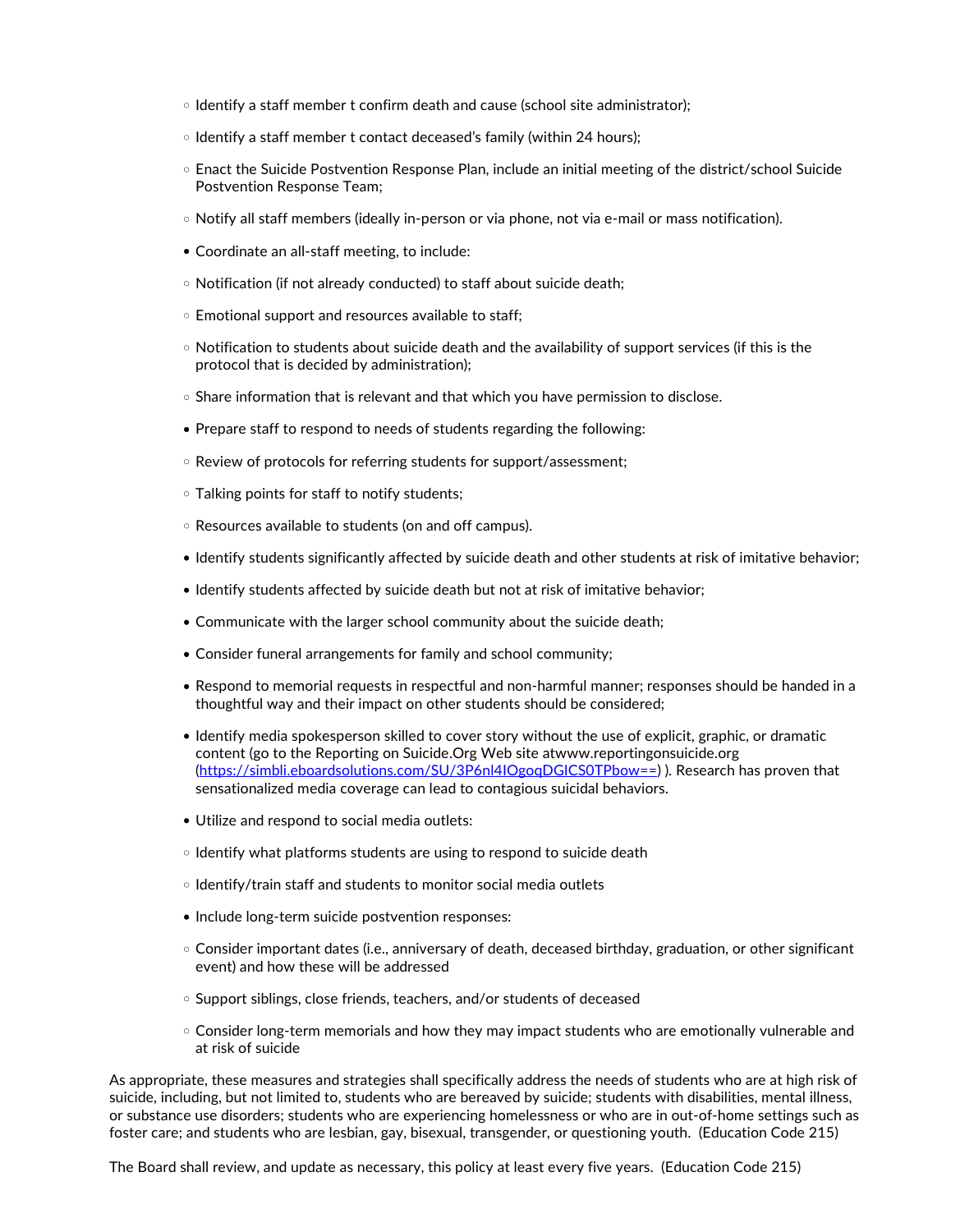- Identify a staff member t confirm death and cause (school site administrator);
    - Identify a staff member t contact deceased's family (within 24 hours);
    - Enact the Suicide Postvention Response Plan, include an initial meeting of the district/school Suicide Postvention Response Team;
    - Notify all staff members (ideally in-person or via phone, not via e-mail or mass notification).
- Coordinate an all-staff meeting, to include:
    - Notification (if not already conducted) to staff about suicide death;
    - Emotional support and resources available to staff;
    - Notification to students about suicide death and the availability of support services (if this is the protocol that is decided by administration);
    - Share information that is relevant and that which you have permission to disclose.
- Prepare staff to respond to needs of students regarding the following:
    - Review of protocols for referring students for support/assessment;
    - Talking points for staff to notify students;
    - Resources available to students (on and off campus).
- Identify students significantly affected by suicide death and other students at risk of imitative behavior;
- Identify students affected by suicide death but not at risk of imitative behavior;
- Communicate with the larger school community about the suicide death;
- Consider funeral arrangements for family and school community;
- Respond to memorial requests in respectful and non-harmful manner; responses should be handed in a thoughtful way and their impact on other students should be considered;
- Identify media spokesperson skilled to cover story without the use of explicit, graphic, or dramatic content (go to the Reporting on Suicide.Org Web site atwww.reportingonsuicide.org ([https://simbli.eboardsolutions.com/SU/3P6nl4IOgoqDGICS0TPbow==](https://simbli.eboardsolutions.com/SU/3P6nl4IOgoqDGICS0TPbow==)) ). Research has proven that sensationalized media coverage can lead to contagious suicidal behaviors.
- Utilize and respond to social media outlets:
    - Identify what platforms students are using to respond to suicide death
    - Identify/train staff and students to monitor social media outlets
- Include long-term suicide postvention responses:
    - Consider important dates (i.e., anniversary of death, deceased birthday, graduation, or other significant event) and how these will be addressed
    - Support siblings, close friends, teachers, and/or students of deceased
    - Consider long-term memorials and how they may impact students who are emotionally vulnerable and at risk of suicide

As appropriate, these measures and strategies shall specifically address the needs of students who are at high risk of suicide, including, but not limited to, students who are bereaved by suicide; students with disabilities, mental illness, or substance use disorders; students who are experiencing homelessness or who are in out-of-home settings such as foster care; and students who are lesbian, gay, bisexual, transgender, or questioning youth. (Education Code 215)

The Board shall review, and update as necessary, this policy at least every five years. (Education Code 215)